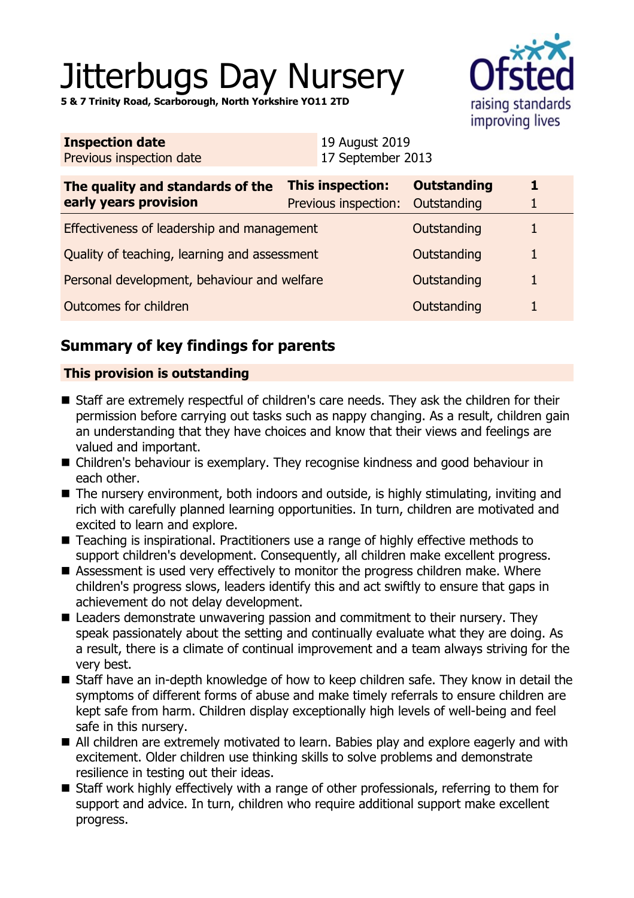# Jitterbugs Day Nursery

**5 & 7 Trinity Road, Scarborough, North Yorkshire YO11 2TD**

| **Inspection date** | 19 August 2019 |
|---|---|
| Previous inspection date | 17 September 2013 |

| **The quality and standards of the early years provision** | **This inspection:** | **Outstanding** | **1** |
|---|---|---|---|
| | Previous inspection: | Outstanding | 1 |
| Effectiveness of leadership and management | | Outstanding | 1 |
| Quality of teaching, learning and assessment | | Outstanding | 1 |
| Personal development, behaviour and welfare | | Outstanding | 1 |
| Outcomes for children | | Outstanding | 1 |

## Summary of key findings for parents

**This provision is outstanding**

- Staff are extremely respectful of children's care needs. They ask the children for their permission before carrying out tasks such as nappy changing. As a result, children gain an understanding that they have choices and know that their views and feelings are valued and important.
- Children's behaviour is exemplary. They recognise kindness and good behaviour in each other.
- The nursery environment, both indoors and outside, is highly stimulating, inviting and rich with carefully planned learning opportunities. In turn, children are motivated and excited to learn and explore.
- Teaching is inspirational. Practitioners use a range of highly effective methods to support children's development. Consequently, all children make excellent progress.
- Assessment is used very effectively to monitor the progress children make. Where children's progress slows, leaders identify this and act swiftly to ensure that gaps in achievement do not delay development.
- Leaders demonstrate unwavering passion and commitment to their nursery. They speak passionately about the setting and continually evaluate what they are doing. As a result, there is a climate of continual improvement and a team always striving for the very best.
- Staff have an in-depth knowledge of how to keep children safe. They know in detail the symptoms of different forms of abuse and make timely referrals to ensure children are kept safe from harm. Children display exceptionally high levels of well-being and feel safe in this nursery.
- All children are extremely motivated to learn. Babies play and explore eagerly and with excitement. Older children use thinking skills to solve problems and demonstrate resilience in testing out their ideas.
- Staff work highly effectively with a range of other professionals, referring to them for support and advice. In turn, children who require additional support make excellent progress.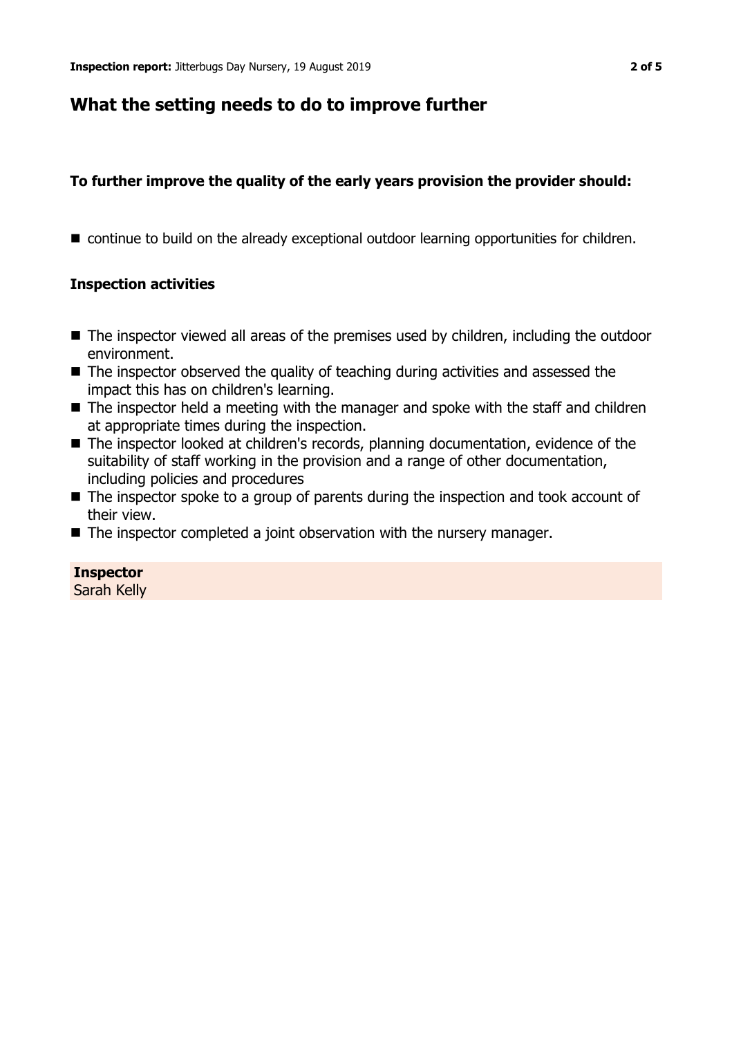## What the setting needs to do to improve further

### To further improve the quality of the early years provision the provider should:

- continue to build on the already exceptional outdoor learning opportunities for children.

### Inspection activities

- The inspector viewed all areas of the premises used by children, including the outdoor environment.
- The inspector observed the quality of teaching during activities and assessed the impact this has on children's learning.
- The inspector held a meeting with the manager and spoke with the staff and children at appropriate times during the inspection.
- The inspector looked at children's records, planning documentation, evidence of the suitability of staff working in the provision and a range of other documentation, including policies and procedures
- The inspector spoke to a group of parents during the inspection and took account of their view.
- The inspector completed a joint observation with the nursery manager.

**Inspector**
Sarah Kelly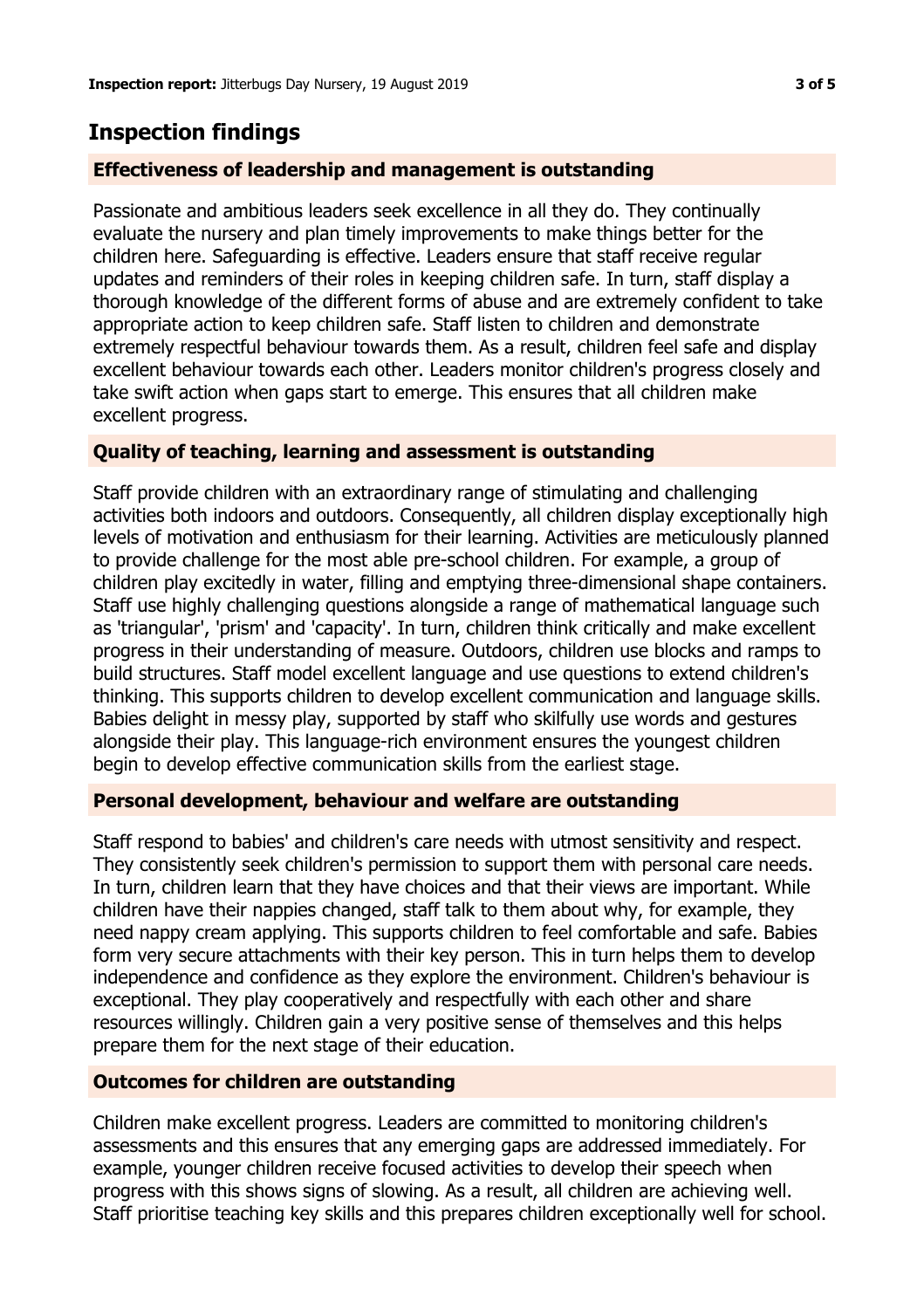## Inspection findings

### Effectiveness of leadership and management is outstanding

Passionate and ambitious leaders seek excellence in all they do. They continually evaluate the nursery and plan timely improvements to make things better for the children here. Safeguarding is effective. Leaders ensure that staff receive regular updates and reminders of their roles in keeping children safe. In turn, staff display a thorough knowledge of the different forms of abuse and are extremely confident to take appropriate action to keep children safe. Staff listen to children and demonstrate extremely respectful behaviour towards them. As a result, children feel safe and display excellent behaviour towards each other. Leaders monitor children's progress closely and take swift action when gaps start to emerge. This ensures that all children make excellent progress.

### Quality of teaching, learning and assessment is outstanding

Staff provide children with an extraordinary range of stimulating and challenging activities both indoors and outdoors. Consequently, all children display exceptionally high levels of motivation and enthusiasm for their learning. Activities are meticulously planned to provide challenge for the most able pre-school children. For example, a group of children play excitedly in water, filling and emptying three-dimensional shape containers. Staff use highly challenging questions alongside a range of mathematical language such as 'triangular', 'prism' and 'capacity'. In turn, children think critically and make excellent progress in their understanding of measure. Outdoors, children use blocks and ramps to build structures. Staff model excellent language and use questions to extend children's thinking. This supports children to develop excellent communication and language skills. Babies delight in messy play, supported by staff who skilfully use words and gestures alongside their play. This language-rich environment ensures the youngest children begin to develop effective communication skills from the earliest stage.

### Personal development, behaviour and welfare are outstanding

Staff respond to babies' and children's care needs with utmost sensitivity and respect. They consistently seek children's permission to support them with personal care needs. In turn, children learn that they have choices and that their views are important. While children have their nappies changed, staff talk to them about why, for example, they need nappy cream applying. This supports children to feel comfortable and safe. Babies form very secure attachments with their key person. This in turn helps them to develop independence and confidence as they explore the environment. Children's behaviour is exceptional. They play cooperatively and respectfully with each other and share resources willingly. Children gain a very positive sense of themselves and this helps prepare them for the next stage of their education.

### Outcomes for children are outstanding

Children make excellent progress. Leaders are committed to monitoring children's assessments and this ensures that any emerging gaps are addressed immediately. For example, younger children receive focused activities to develop their speech when progress with this shows signs of slowing. As a result, all children are achieving well. Staff prioritise teaching key skills and this prepares children exceptionally well for school.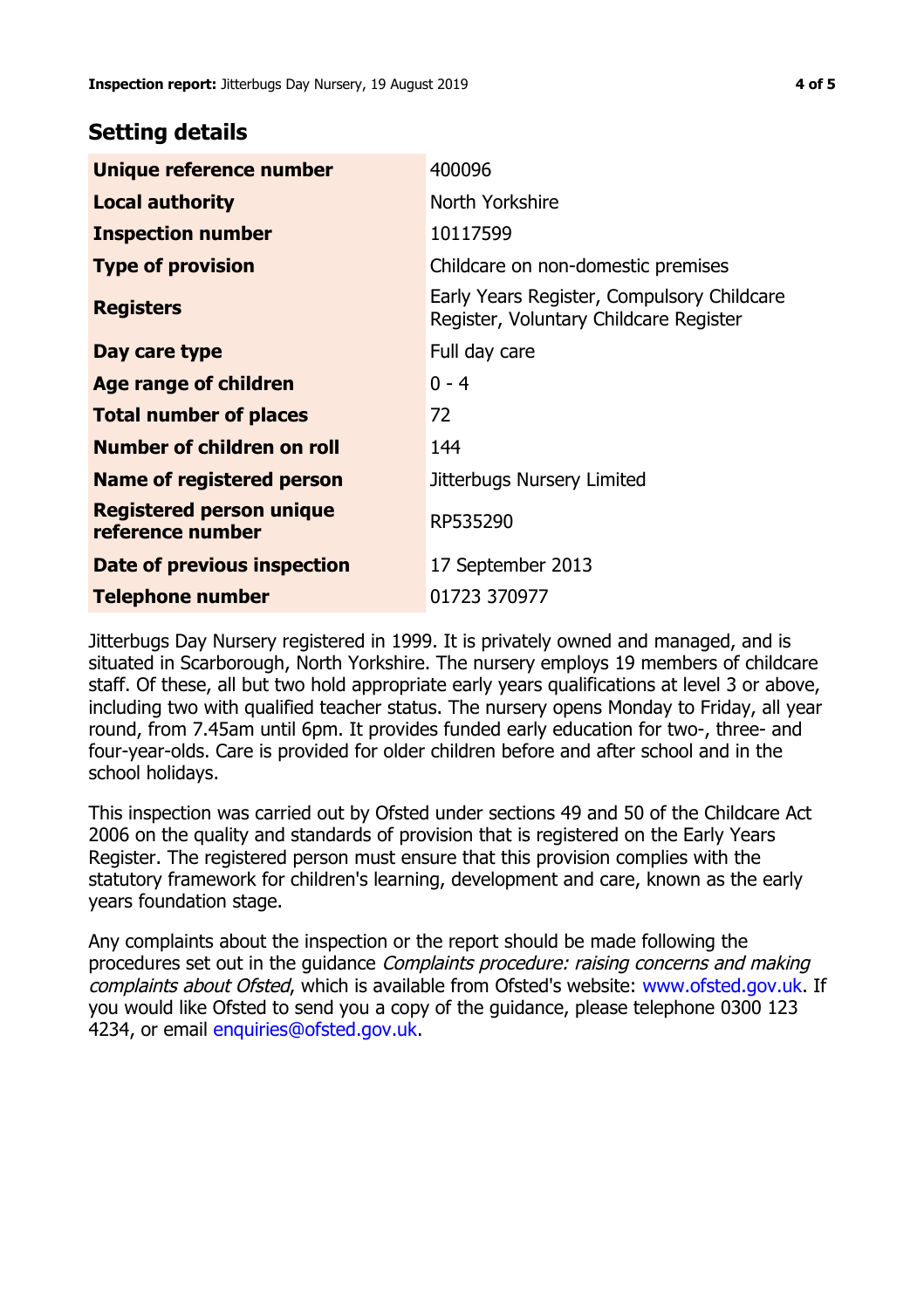## Setting details

| | |
|---|---|
| **Unique reference number** | 400096 |
| **Local authority** | North Yorkshire |
| **Inspection number** | 10117599 |
| **Type of provision** | Childcare on non-domestic premises |
| **Registers** | Early Years Register, Compulsory Childcare Register, Voluntary Childcare Register |
| **Day care type** | Full day care |
| **Age range of children** | 0 - 4 |
| **Total number of places** | 72 |
| **Number of children on roll** | 144 |
| **Name of registered person** | Jitterbugs Nursery Limited |
| **Registered person unique reference number** | RP535290 |
| **Date of previous inspection** | 17 September 2013 |
| **Telephone number** | 01723 370977 |

Jitterbugs Day Nursery registered in 1999. It is privately owned and managed, and is situated in Scarborough, North Yorkshire. The nursery employs 19 members of childcare staff. Of these, all but two hold appropriate early years qualifications at level 3 or above, including two with qualified teacher status. The nursery opens Monday to Friday, all year round, from 7.45am until 6pm. It provides funded early education for two-, three- and four-year-olds. Care is provided for older children before and after school and in the school holidays.

This inspection was carried out by Ofsted under sections 49 and 50 of the Childcare Act 2006 on the quality and standards of provision that is registered on the Early Years Register. The registered person must ensure that this provision complies with the statutory framework for children's learning, development and care, known as the early years foundation stage.

Any complaints about the inspection or the report should be made following the procedures set out in the guidance *Complaints procedure: raising concerns and making complaints about Ofsted*, which is available from Ofsted's website: www.ofsted.gov.uk. If you would like Ofsted to send you a copy of the guidance, please telephone 0300 123 4234, or email enquiries@ofsted.gov.uk.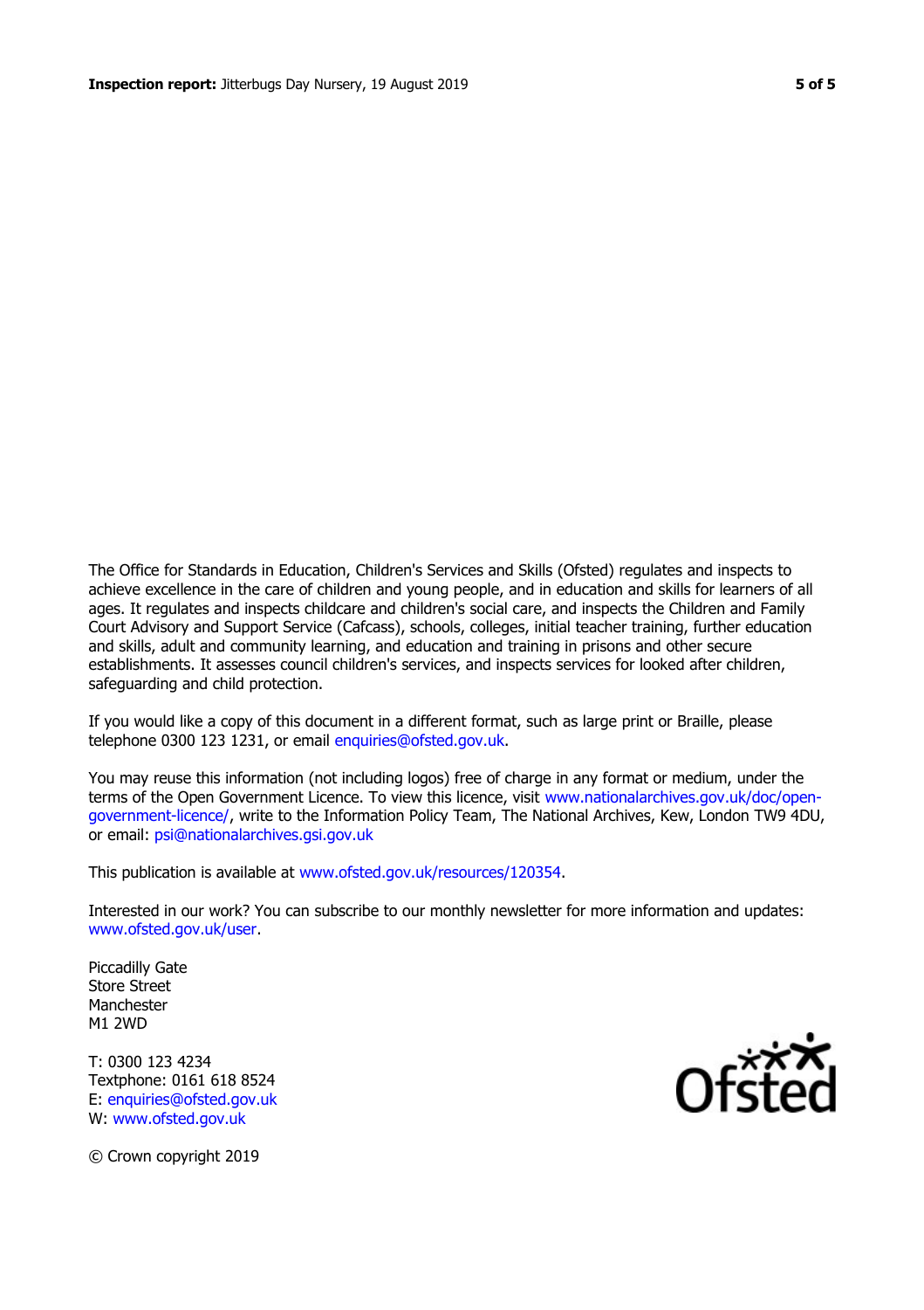The Office for Standards in Education, Children's Services and Skills (Ofsted) regulates and inspects to achieve excellence in the care of children and young people, and in education and skills for learners of all ages. It regulates and inspects childcare and children's social care, and inspects the Children and Family Court Advisory and Support Service (Cafcass), schools, colleges, initial teacher training, further education and skills, adult and community learning, and education and training in prisons and other secure establishments. It assesses council children's services, and inspects services for looked after children, safeguarding and child protection.

If you would like a copy of this document in a different format, such as large print or Braille, please telephone 0300 123 1231, or email enquiries@ofsted.gov.uk.

You may reuse this information (not including logos) free of charge in any format or medium, under the terms of the Open Government Licence. To view this licence, visit www.nationalarchives.gov.uk/doc/open-government-licence/, write to the Information Policy Team, The National Archives, Kew, London TW9 4DU, or email: psi@nationalarchives.gsi.gov.uk

This publication is available at www.ofsted.gov.uk/resources/120354.

Interested in our work? You can subscribe to our monthly newsletter for more information and updates: www.ofsted.gov.uk/user.

Piccadilly Gate
Store Street
Manchester
M1 2WD

T: 0300 123 4234
Textphone: 0161 618 8524
E: enquiries@ofsted.gov.uk
W: www.ofsted.gov.uk

© Crown copyright 2019